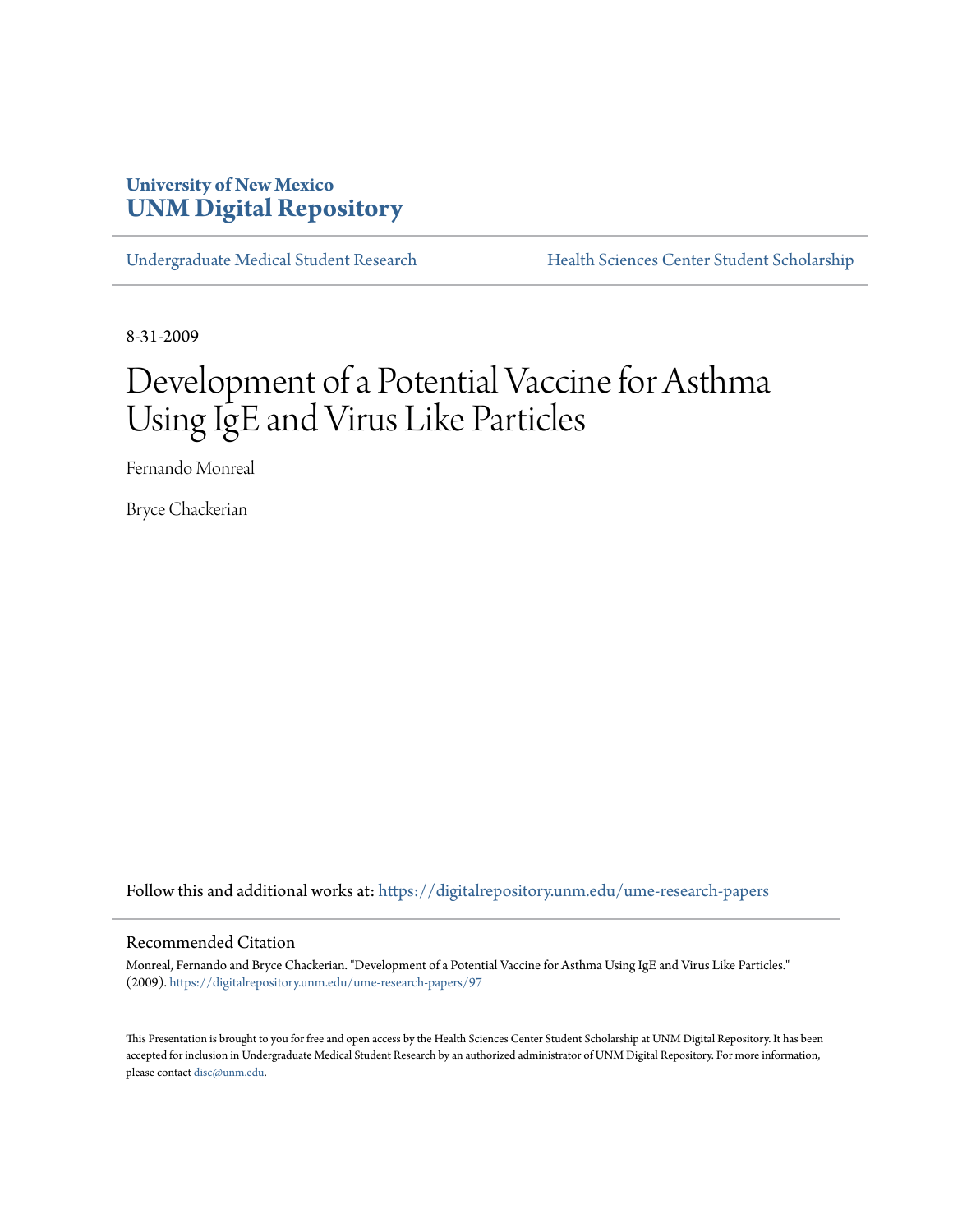**University of New Mexico**
**UNM Digital Repository**

Undergraduate Medical Student Research | Health Sciences Center Student Scholarship

8-31-2009

# Development of a Potential Vaccine for Asthma Using IgE and Virus Like Particles

Fernando Monreal

Bryce Chackerian

Follow this and additional works at: https://digitalrepository.unm.edu/ume-research-papers

## Recommended Citation

Monreal, Fernando and Bryce Chackerian. "Development of a Potential Vaccine for Asthma Using IgE and Virus Like Particles." (2009). https://digitalrepository.unm.edu/ume-research-papers/97

This Presentation is brought to you for free and open access by the Health Sciences Center Student Scholarship at UNM Digital Repository. It has been accepted for inclusion in Undergraduate Medical Student Research by an authorized administrator of UNM Digital Repository. For more information, please contact disc@unm.edu.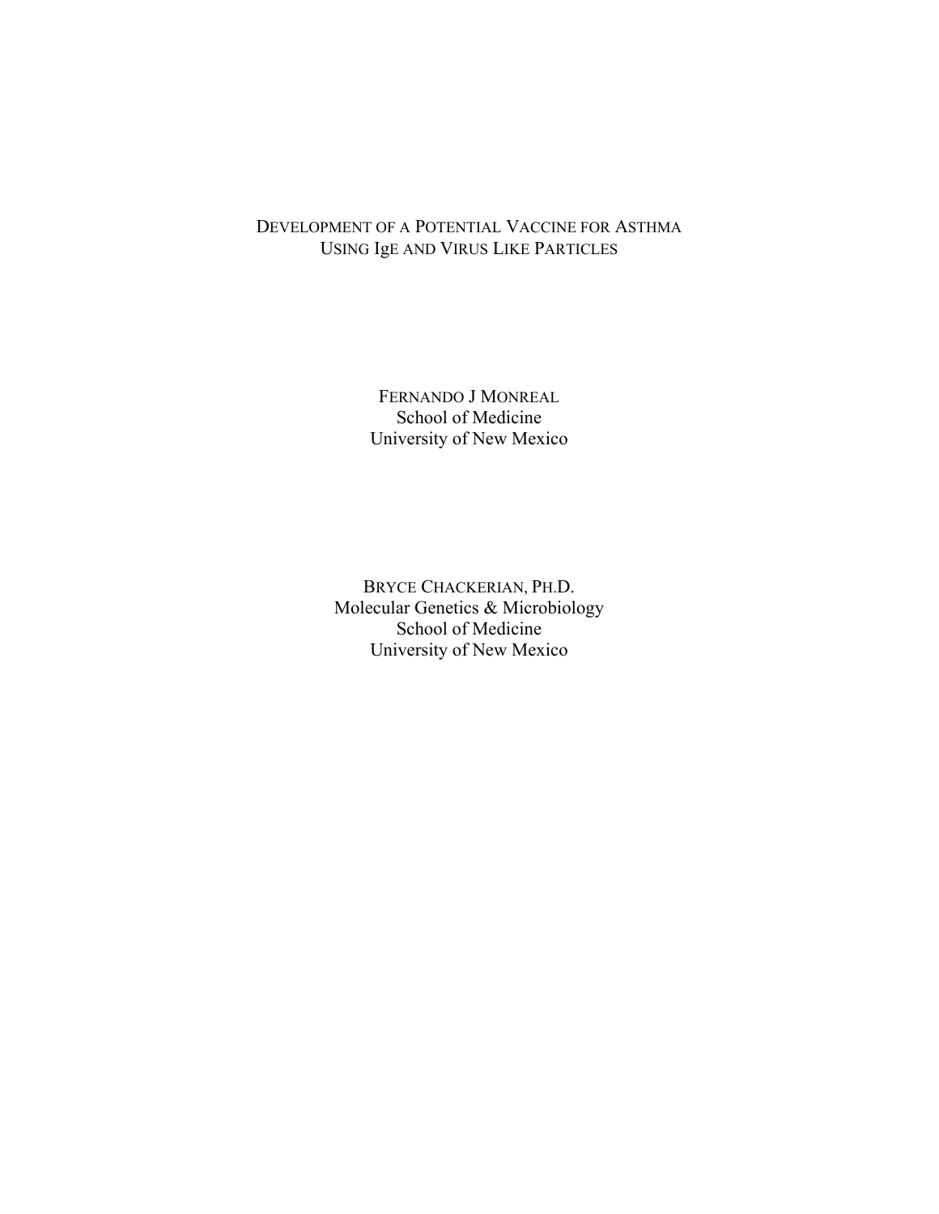# Development of a Potential Vaccine for Asthma Using IgE and Virus Like Particles

Fernando J Monreal
School of Medicine
University of New Mexico

Bryce Chackerian, Ph.D.
Molecular Genetics & Microbiology
School of Medicine
University of New Mexico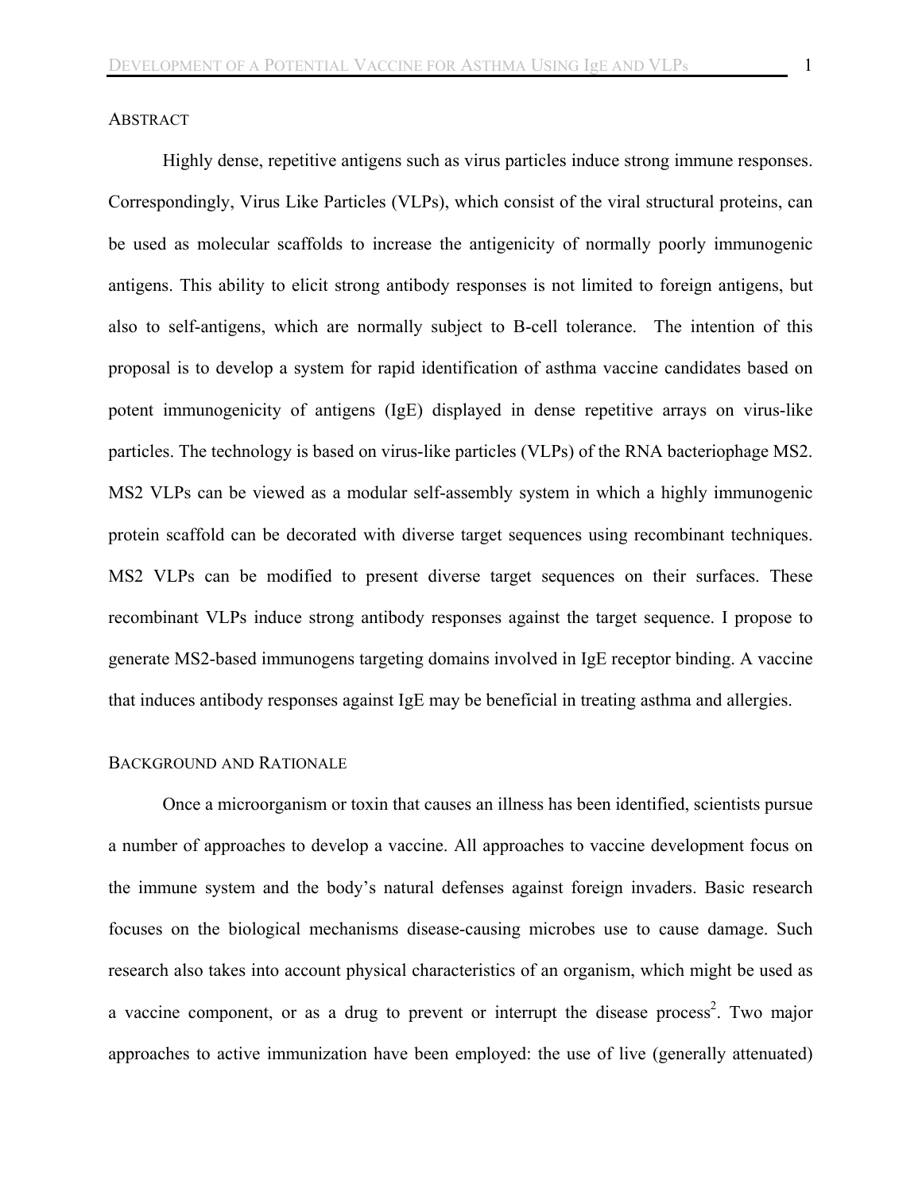## ABSTRACT

Highly dense, repetitive antigens such as virus particles induce strong immune responses. Correspondingly, Virus Like Particles (VLPs), which consist of the viral structural proteins, can be used as molecular scaffolds to increase the antigenicity of normally poorly immunogenic antigens. This ability to elicit strong antibody responses is not limited to foreign antigens, but also to self-antigens, which are normally subject to B-cell tolerance. The intention of this proposal is to develop a system for rapid identification of asthma vaccine candidates based on potent immunogenicity of antigens (IgE) displayed in dense repetitive arrays on virus-like particles. The technology is based on virus-like particles (VLPs) of the RNA bacteriophage MS2. MS2 VLPs can be viewed as a modular self-assembly system in which a highly immunogenic protein scaffold can be decorated with diverse target sequences using recombinant techniques. MS2 VLPs can be modified to present diverse target sequences on their surfaces. These recombinant VLPs induce strong antibody responses against the target sequence. I propose to generate MS2-based immunogens targeting domains involved in IgE receptor binding. A vaccine that induces antibody responses against IgE may be beneficial in treating asthma and allergies.

## BACKGROUND AND RATIONALE

Once a microorganism or toxin that causes an illness has been identified, scientists pursue a number of approaches to develop a vaccine. All approaches to vaccine development focus on the immune system and the body's natural defenses against foreign invaders. Basic research focuses on the biological mechanisms disease-causing microbes use to cause damage. Such research also takes into account physical characteristics of an organism, which might be used as a vaccine component, or as a drug to prevent or interrupt the disease process[2]. Two major approaches to active immunization have been employed: the use of live (generally attenuated)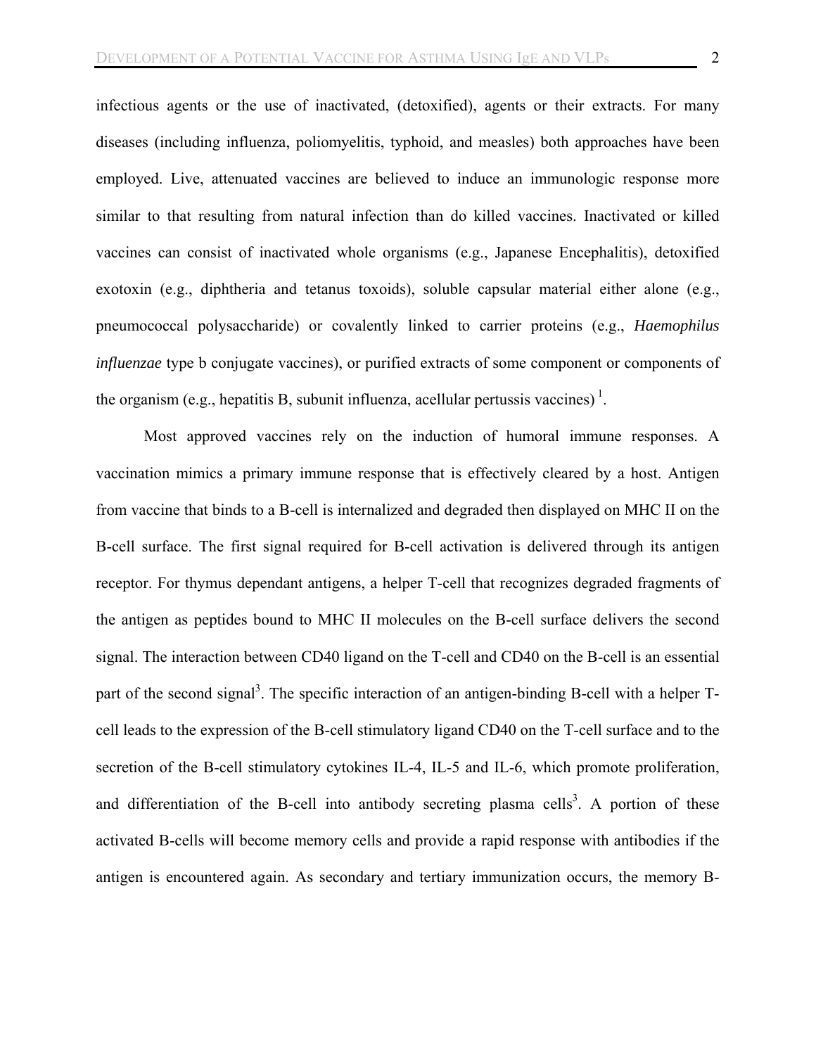infectious agents or the use of inactivated, (detoxified), agents or their extracts. For many diseases (including influenza, poliomyelitis, typhoid, and measles) both approaches have been employed. Live, attenuated vaccines are believed to induce an immunologic response more similar to that resulting from natural infection than do killed vaccines. Inactivated or killed vaccines can consist of inactivated whole organisms (e.g., Japanese Encephalitis), detoxified exotoxin (e.g., diphtheria and tetanus toxoids), soluble capsular material either alone (e.g., pneumococcal polysaccharide) or covalently linked to carrier proteins (e.g., *Haemophilus influenzae* type b conjugate vaccines), or purified extracts of some component or components of the organism (e.g., hepatitis B, subunit influenza, acellular pertussis vaccines) [1].

Most approved vaccines rely on the induction of humoral immune responses. A vaccination mimics a primary immune response that is effectively cleared by a host. Antigen from vaccine that binds to a B-cell is internalized and degraded then displayed on MHC II on the B-cell surface. The first signal required for B-cell activation is delivered through its antigen receptor. For thymus dependant antigens, a helper T-cell that recognizes degraded fragments of the antigen as peptides bound to MHC II molecules on the B-cell surface delivers the second signal. The interaction between CD40 ligand on the T-cell and CD40 on the B-cell is an essential part of the second signal[3]. The specific interaction of an antigen-binding B-cell with a helper T-cell leads to the expression of the B-cell stimulatory ligand CD40 on the T-cell surface and to the secretion of the B-cell stimulatory cytokines IL-4, IL-5 and IL-6, which promote proliferation, and differentiation of the B-cell into antibody secreting plasma cells[3]. A portion of these activated B-cells will become memory cells and provide a rapid response with antibodies if the antigen is encountered again. As secondary and tertiary immunization occurs, the memory B-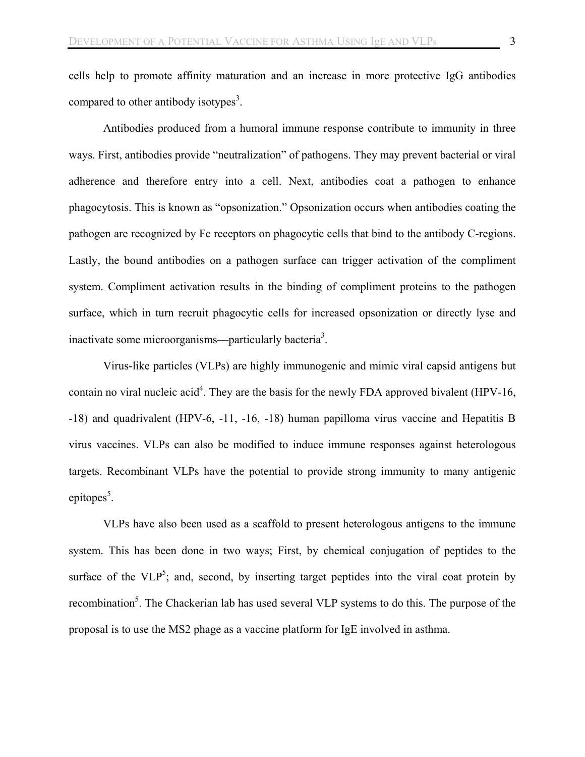cells help to promote affinity maturation and an increase in more protective IgG antibodies compared to other antibody isotypes[3].

Antibodies produced from a humoral immune response contribute to immunity in three ways. First, antibodies provide "neutralization" of pathogens. They may prevent bacterial or viral adherence and therefore entry into a cell. Next, antibodies coat a pathogen to enhance phagocytosis. This is known as "opsonization." Opsonization occurs when antibodies coating the pathogen are recognized by Fc receptors on phagocytic cells that bind to the antibody C-regions. Lastly, the bound antibodies on a pathogen surface can trigger activation of the compliment system. Compliment activation results in the binding of compliment proteins to the pathogen surface, which in turn recruit phagocytic cells for increased opsonization or directly lyse and inactivate some microorganisms—particularly bacteria[3].

Virus-like particles (VLPs) are highly immunogenic and mimic viral capsid antigens but contain no viral nucleic acid[4]. They are the basis for the newly FDA approved bivalent (HPV-16, -18) and quadrivalent (HPV-6, -11, -16, -18) human papilloma virus vaccine and Hepatitis B virus vaccines. VLPs can also be modified to induce immune responses against heterologous targets. Recombinant VLPs have the potential to provide strong immunity to many antigenic epitopes[5].

VLPs have also been used as a scaffold to present heterologous antigens to the immune system. This has been done in two ways; First, by chemical conjugation of peptides to the surface of the VLP[5]; and, second, by inserting target peptides into the viral coat protein by recombination[5]. The Chackerian lab has used several VLP systems to do this. The purpose of the proposal is to use the MS2 phage as a vaccine platform for IgE involved in asthma.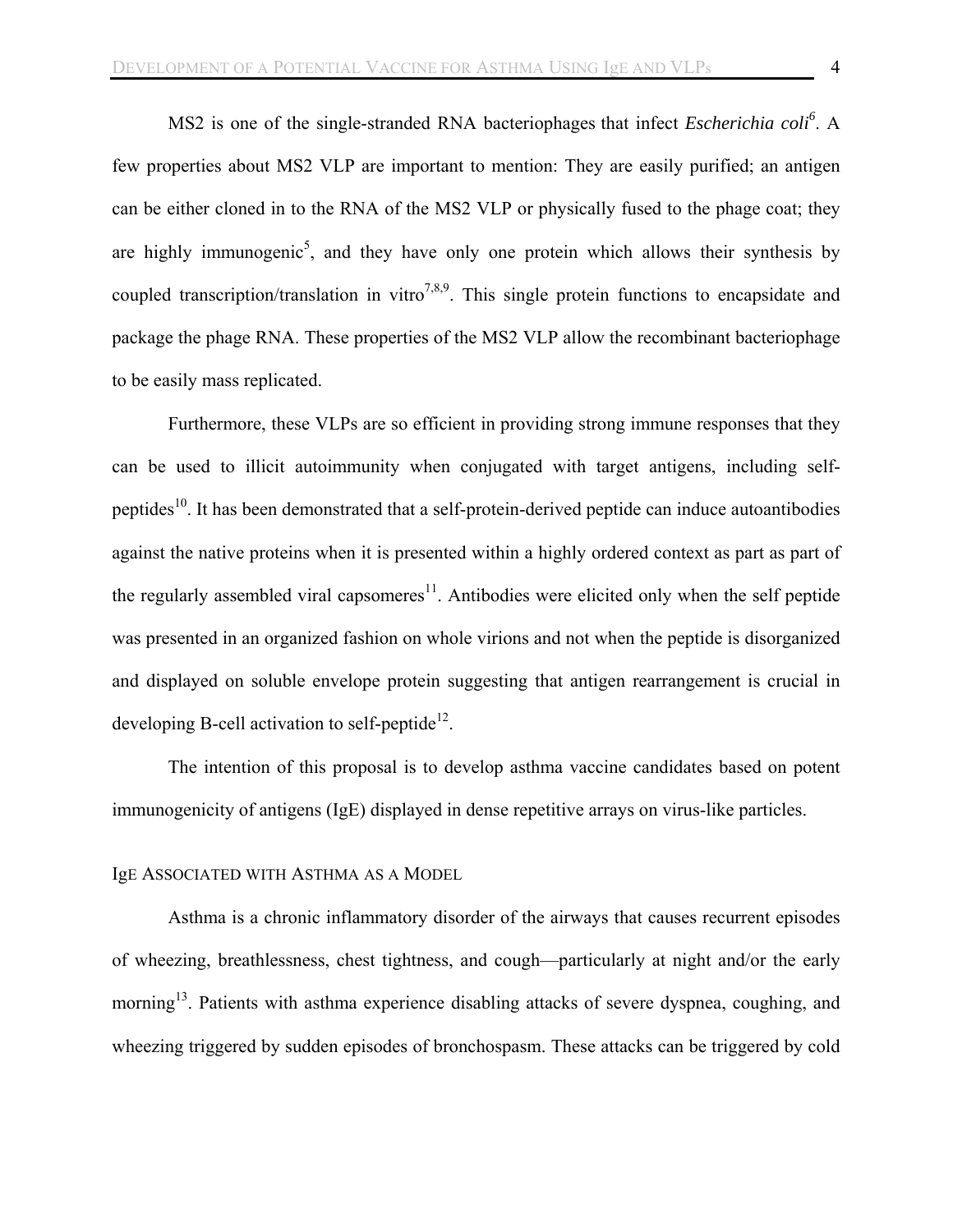MS2 is one of the single-stranded RNA bacteriophages that infect *Escherichia coli*[6]. A few properties about MS2 VLP are important to mention: They are easily purified; an antigen can be either cloned in to the RNA of the MS2 VLP or physically fused to the phage coat; they are highly immunogenic[5], and they have only one protein which allows their synthesis by coupled transcription/translation in vitro[7,8,9]. This single protein functions to encapsidate and package the phage RNA. These properties of the MS2 VLP allow the recombinant bacteriophage to be easily mass replicated.

Furthermore, these VLPs are so efficient in providing strong immune responses that they can be used to illicit autoimmunity when conjugated with target antigens, including self-peptides[10]. It has been demonstrated that a self-protein-derived peptide can induce autoantibodies against the native proteins when it is presented within a highly ordered context as part as part of the regularly assembled viral capsomeres[11]. Antibodies were elicited only when the self peptide was presented in an organized fashion on whole virions and not when the peptide is disorganized and displayed on soluble envelope protein suggesting that antigen rearrangement is crucial in developing B-cell activation to self-peptide[12].

The intention of this proposal is to develop asthma vaccine candidates based on potent immunogenicity of antigens (IgE) displayed in dense repetitive arrays on virus-like particles.

## IgE Associated with Asthma as a Model

Asthma is a chronic inflammatory disorder of the airways that causes recurrent episodes of wheezing, breathlessness, chest tightness, and cough—particularly at night and/or the early morning[13]. Patients with asthma experience disabling attacks of severe dyspnea, coughing, and wheezing triggered by sudden episodes of bronchospasm. These attacks can be triggered by cold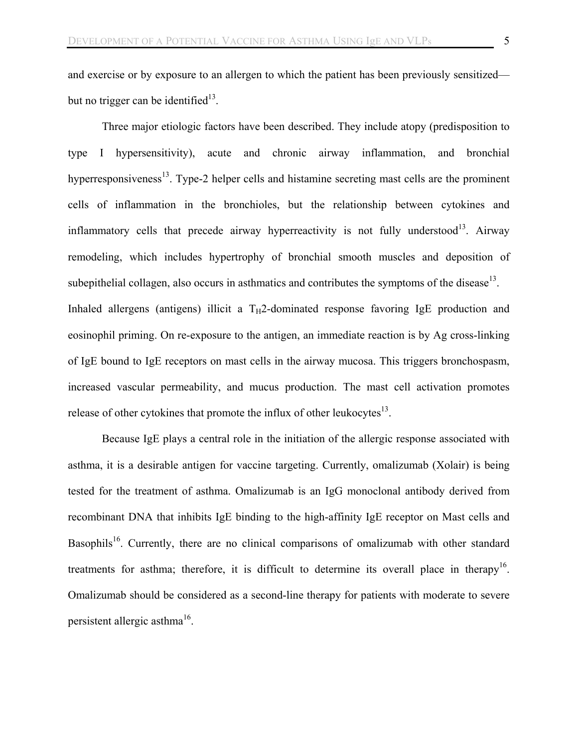and exercise or by exposure to an allergen to which the patient has been previously sensitized—but no trigger can be identified[13].

Three major etiologic factors have been described. They include atopy (predisposition to type I hypersensitivity), acute and chronic airway inflammation, and bronchial hyperresponsiveness[13]. Type-2 helper cells and histamine secreting mast cells are the prominent cells of inflammation in the bronchioles, but the relationship between cytokines and inflammatory cells that precede airway hyperreactivity is not fully understood[13]. Airway remodeling, which includes hypertrophy of bronchial smooth muscles and deposition of subepithelial collagen, also occurs in asthmatics and contributes the symptoms of the disease[13]. Inhaled allergens (antigens) illicit a $T_H2$-dominated response favoring IgE production and eosinophil priming. On re-exposure to the antigen, an immediate reaction is by Ag cross-linking of IgE bound to IgE receptors on mast cells in the airway mucosa. This triggers bronchospasm, increased vascular permeability, and mucus production. The mast cell activation promotes release of other cytokines that promote the influx of other leukocytes[13].

Because IgE plays a central role in the initiation of the allergic response associated with asthma, it is a desirable antigen for vaccine targeting. Currently, omalizumab (Xolair) is being tested for the treatment of asthma. Omalizumab is an IgG monoclonal antibody derived from recombinant DNA that inhibits IgE binding to the high-affinity IgE receptor on Mast cells and Basophils[16]. Currently, there are no clinical comparisons of omalizumab with other standard treatments for asthma; therefore, it is difficult to determine its overall place in therapy[16]. Omalizumab should be considered as a second-line therapy for patients with moderate to severe persistent allergic asthma[16].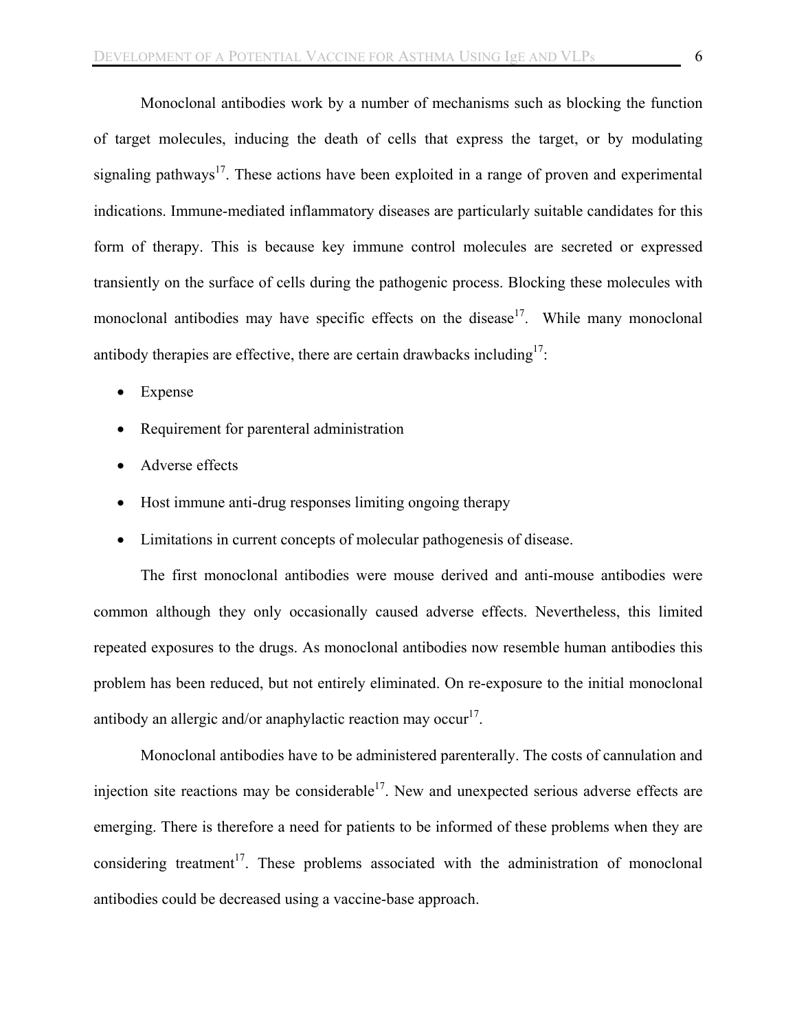Monoclonal antibodies work by a number of mechanisms such as blocking the function of target molecules, inducing the death of cells that express the target, or by modulating signaling pathways[17]. These actions have been exploited in a range of proven and experimental indications. Immune-mediated inflammatory diseases are particularly suitable candidates for this form of therapy. This is because key immune control molecules are secreted or expressed transiently on the surface of cells during the pathogenic process. Blocking these molecules with monoclonal antibodies may have specific effects on the disease[17]. While many monoclonal antibody therapies are effective, there are certain drawbacks including[17]:

- Expense
- Requirement for parenteral administration
- Adverse effects
- Host immune anti-drug responses limiting ongoing therapy
- Limitations in current concepts of molecular pathogenesis of disease.

The first monoclonal antibodies were mouse derived and anti-mouse antibodies were common although they only occasionally caused adverse effects. Nevertheless, this limited repeated exposures to the drugs. As monoclonal antibodies now resemble human antibodies this problem has been reduced, but not entirely eliminated. On re-exposure to the initial monoclonal antibody an allergic and/or anaphylactic reaction may occur[17].

Monoclonal antibodies have to be administered parenterally. The costs of cannulation and injection site reactions may be considerable[17]. New and unexpected serious adverse effects are emerging. There is therefore a need for patients to be informed of these problems when they are considering treatment[17]. These problems associated with the administration of monoclonal antibodies could be decreased using a vaccine-base approach.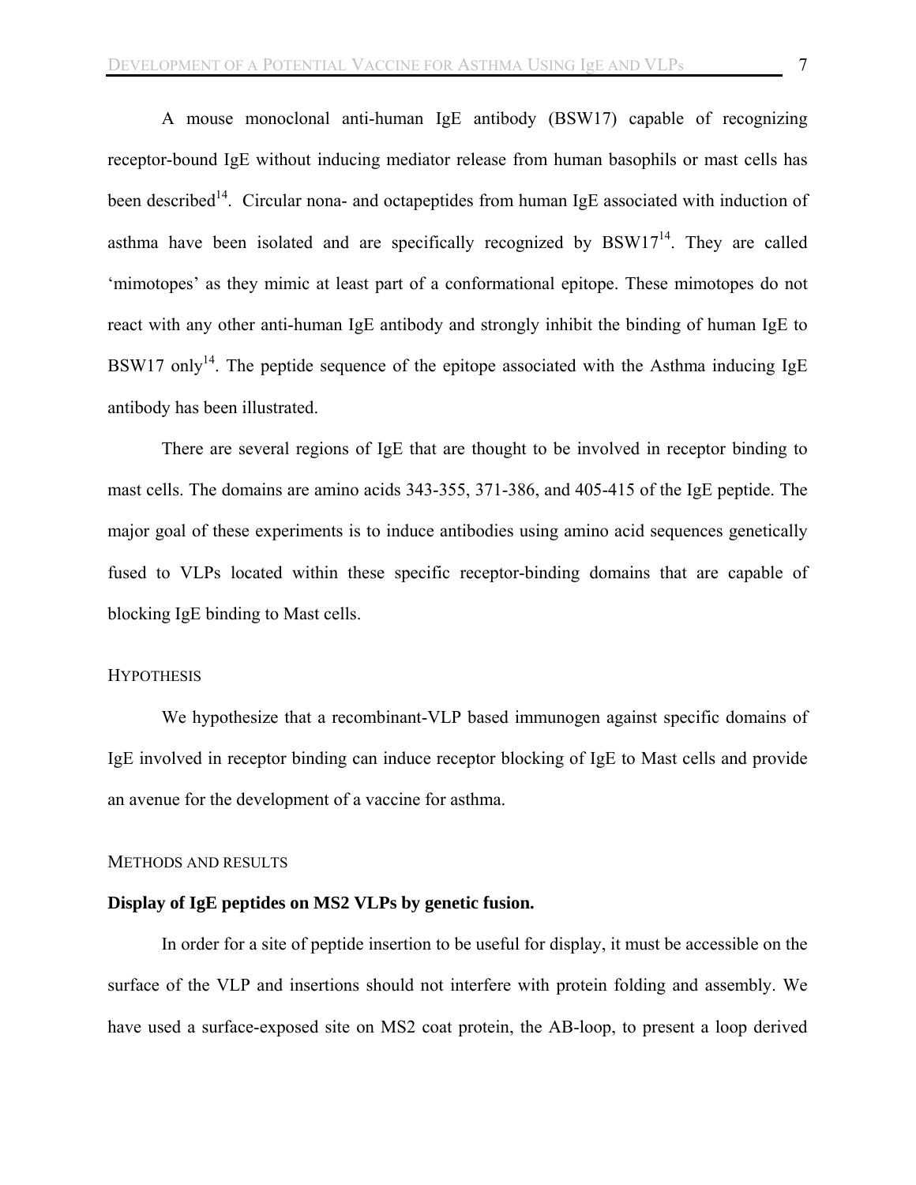A mouse monoclonal anti-human IgE antibody (BSW17) capable of recognizing receptor-bound IgE without inducing mediator release from human basophils or mast cells has been described[14]. Circular nona- and octapeptides from human IgE associated with induction of asthma have been isolated and are specifically recognized by BSW17[14]. They are called 'mimotopes' as they mimic at least part of a conformational epitope. These mimotopes do not react with any other anti-human IgE antibody and strongly inhibit the binding of human IgE to BSW17 only[14]. The peptide sequence of the epitope associated with the Asthma inducing IgE antibody has been illustrated.

There are several regions of IgE that are thought to be involved in receptor binding to mast cells. The domains are amino acids 343-355, 371-386, and 405-415 of the IgE peptide. The major goal of these experiments is to induce antibodies using amino acid sequences genetically fused to VLPs located within these specific receptor-binding domains that are capable of blocking IgE binding to Mast cells.

## HYPOTHESIS

We hypothesize that a recombinant-VLP based immunogen against specific domains of IgE involved in receptor binding can induce receptor blocking of IgE to Mast cells and provide an avenue for the development of a vaccine for asthma.

## METHODS AND RESULTS

### Display of IgE peptides on MS2 VLPs by genetic fusion.

In order for a site of peptide insertion to be useful for display, it must be accessible on the surface of the VLP and insertions should not interfere with protein folding and assembly. We have used a surface-exposed site on MS2 coat protein, the AB-loop, to present a loop derived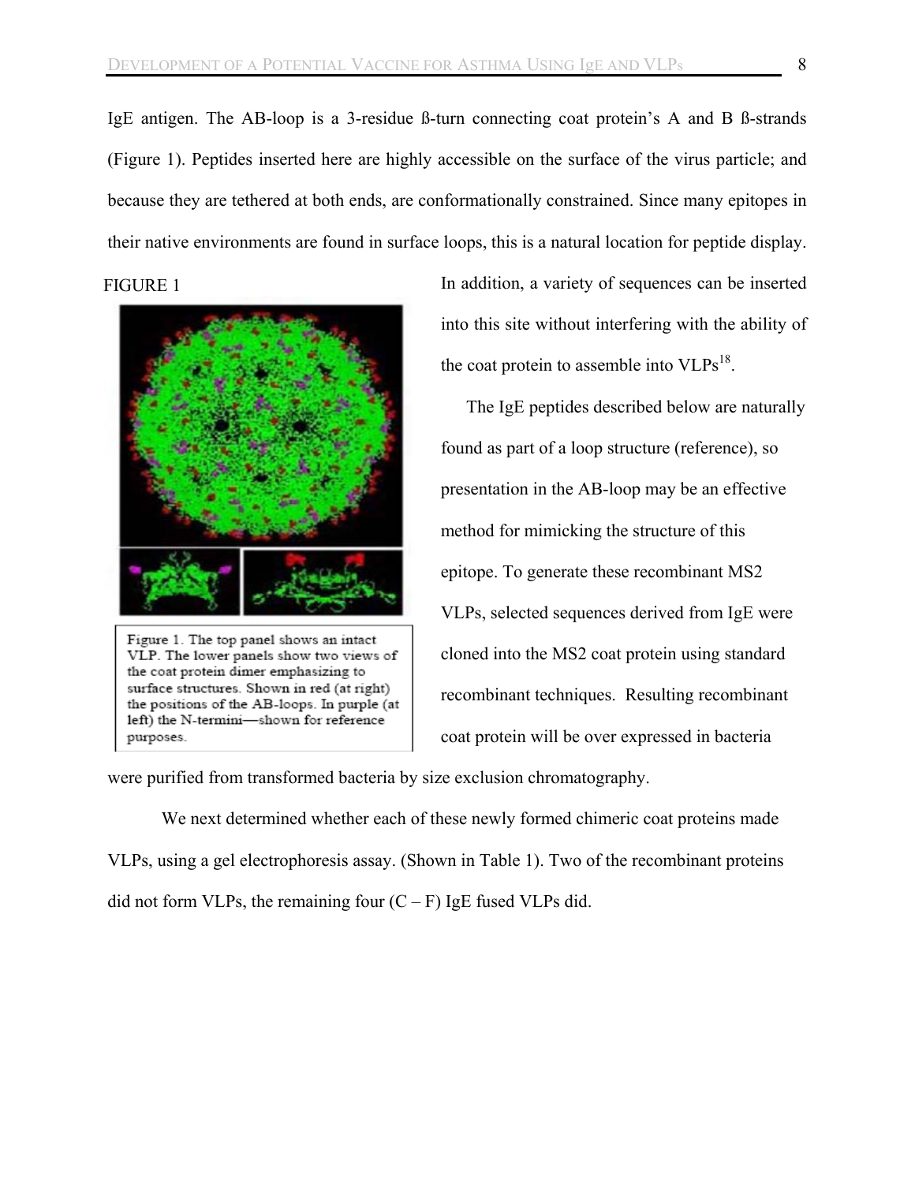IgE antigen. The AB-loop is a 3-residue ß-turn connecting coat protein's A and B ß-strands (Figure 1). Peptides inserted here are highly accessible on the surface of the virus particle; and because they are tethered at both ends, are conformationally constrained. Since many epitopes in their native environments are found in surface loops, this is a natural location for peptide display.

FIGURE 1

Figure 1. The top panel shows an intact VLP. The lower panels show two views of the coat protein dimer emphasizing to surface structures. Shown in red (at right) the positions of the AB-loops. In purple (at left) the N-termini—shown for reference purposes.

In addition, a variety of sequences can be inserted into this site without interfering with the ability of the coat protein to assemble into VLPs[18].

The IgE peptides described below are naturally found as part of a loop structure (reference), so presentation in the AB-loop may be an effective method for mimicking the structure of this epitope. To generate these recombinant MS2 VLPs, selected sequences derived from IgE were cloned into the MS2 coat protein using standard recombinant techniques. Resulting recombinant coat protein will be over expressed in bacteria were purified from transformed bacteria by size exclusion chromatography.

We next determined whether each of these newly formed chimeric coat proteins made VLPs, using a gel electrophoresis assay. (Shown in Table 1). Two of the recombinant proteins did not form VLPs, the remaining four (C – F) IgE fused VLPs did.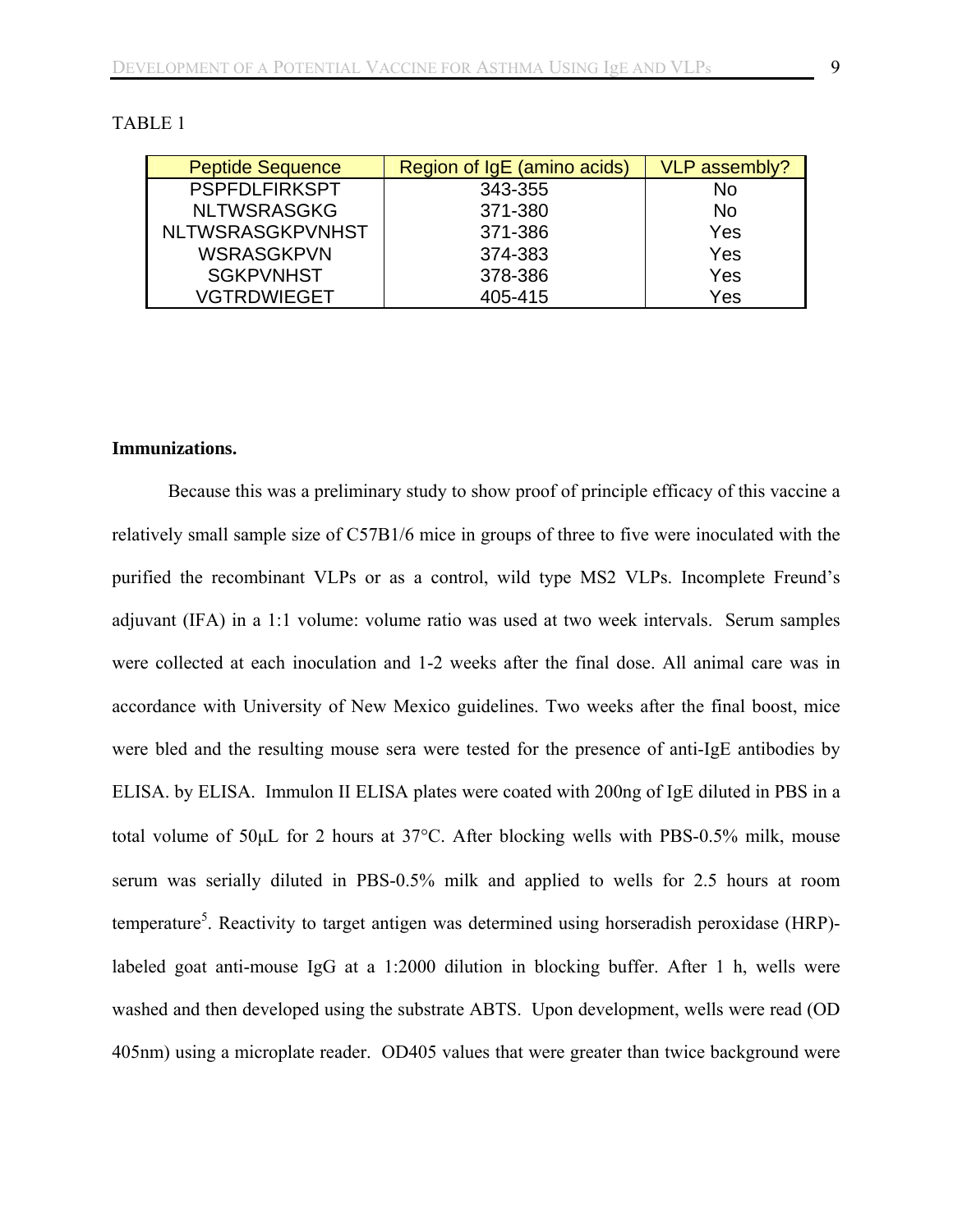TABLE 1

| Peptide Sequence | Region of IgE (amino acids) | VLP assembly? |
|---|---|---|
| PSPFDLFIRKSPT | 343-355 | No |
| NLTWSRASGKG | 371-380 | No |
| NLTWSRASGKPVNHST | 371-386 | Yes |
| WSRASGKPVN | 374-383 | Yes |
| SGKPVNHST | 378-386 | Yes |
| VGTRDWIEGET | 405-415 | Yes |

**Immunizations.**

Because this was a preliminary study to show proof of principle efficacy of this vaccine a relatively small sample size of C57B1/6 mice in groups of three to five were inoculated with the purified the recombinant VLPs or as a control, wild type MS2 VLPs. Incomplete Freund's adjuvant (IFA) in a 1:1 volume: volume ratio was used at two week intervals. Serum samples were collected at each inoculation and 1-2 weeks after the final dose. All animal care was in accordance with University of New Mexico guidelines. Two weeks after the final boost, mice were bled and the resulting mouse sera were tested for the presence of anti-IgE antibodies by ELISA. by ELISA. Immulon II ELISA plates were coated with 200ng of IgE diluted in PBS in a total volume of 50µL for 2 hours at 37°C. After blocking wells with PBS-0.5% milk, mouse serum was serially diluted in PBS-0.5% milk and applied to wells for 2.5 hours at room temperature[5]. Reactivity to target antigen was determined using horseradish peroxidase (HRP)-labeled goat anti-mouse IgG at a 1:2000 dilution in blocking buffer. After 1 h, wells were washed and then developed using the substrate ABTS. Upon development, wells were read (OD 405nm) using a microplate reader. OD405 values that were greater than twice background were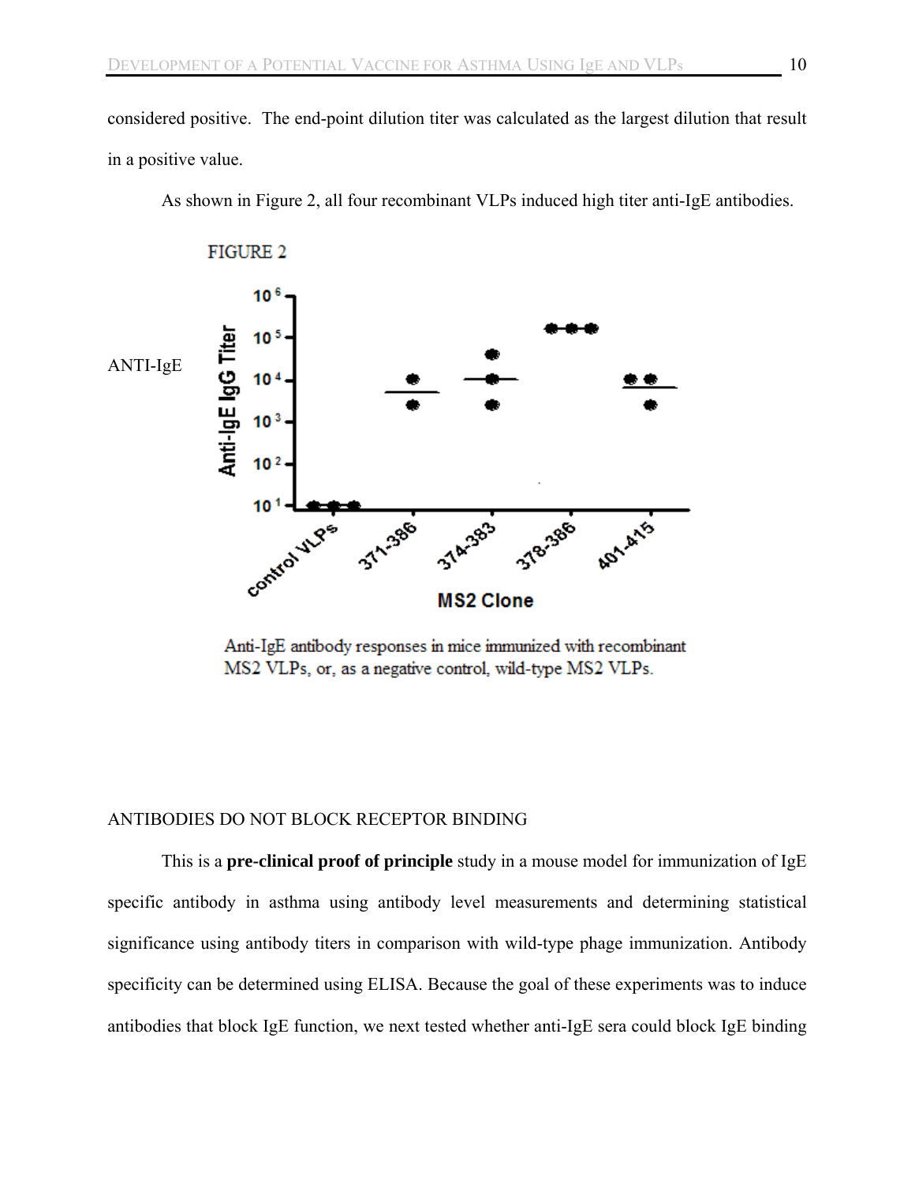considered positive. The end-point dilution titer was calculated as the largest dilution that result in a positive value.

As shown in Figure 2, all four recombinant VLPs induced high titer anti-IgE antibodies.

FIGURE 2

ANTI-IgE

Anti-IgE antibody responses in mice immunized with recombinant MS2 VLPs, or, as a negative control, wild-type MS2 VLPs.

ANTIBODIES DO NOT BLOCK RECEPTOR BINDING

This is a **pre-clinical proof of principle** study in a mouse model for immunization of IgE specific antibody in asthma using antibody level measurements and determining statistical significance using antibody titers in comparison with wild-type phage immunization. Antibody specificity can be determined using ELISA. Because the goal of these experiments was to induce antibodies that block IgE function, we next tested whether anti-IgE sera could block IgE binding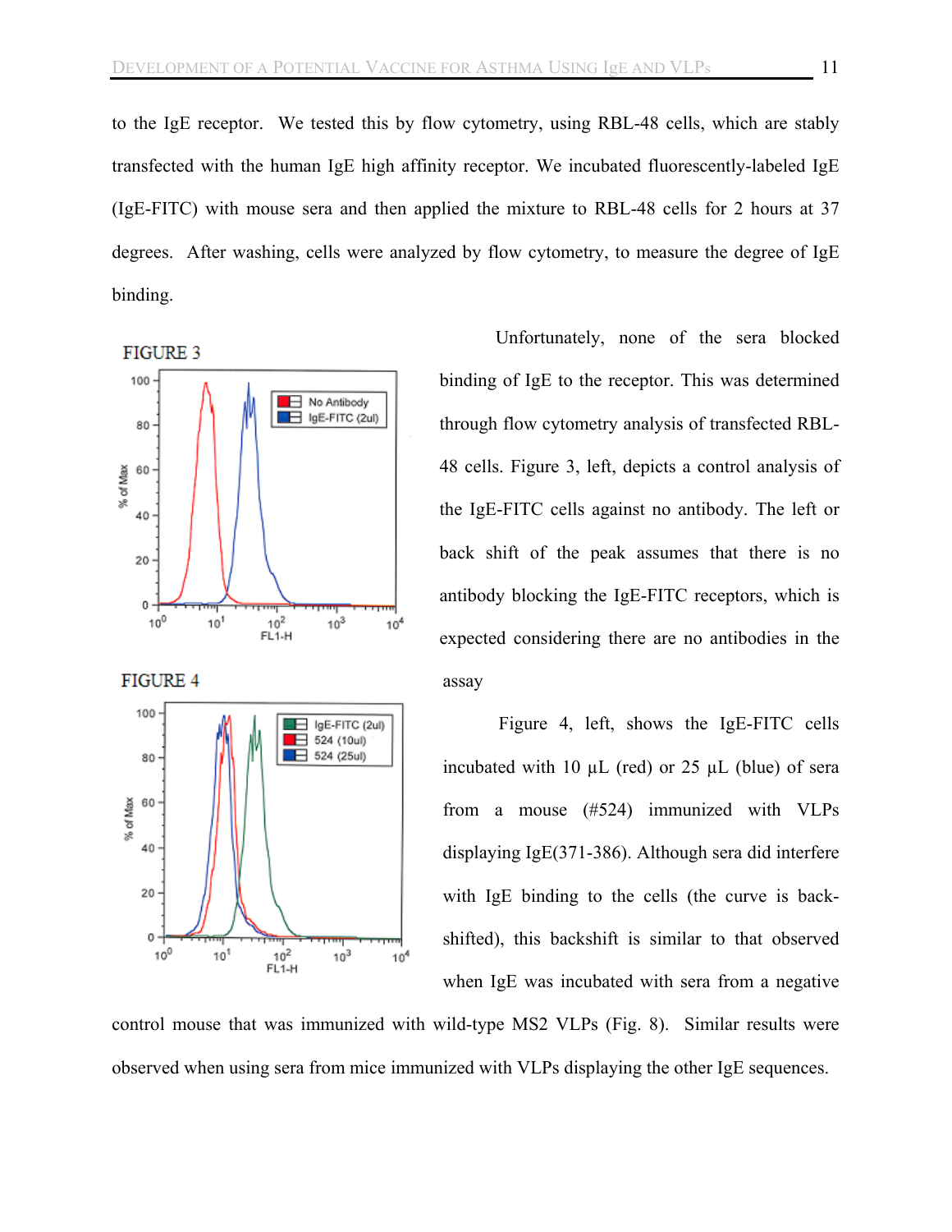to the IgE receptor. We tested this by flow cytometry, using RBL-48 cells, which are stably transfected with the human IgE high affinity receptor. We incubated fluorescently-labeled IgE (IgE-FITC) with mouse sera and then applied the mixture to RBL-48 cells for 2 hours at 37 degrees. After washing, cells were analyzed by flow cytometry, to measure the degree of IgE binding.

FIGURE 3

FIGURE 4

Unfortunately, none of the sera blocked binding of IgE to the receptor. This was determined through flow cytometry analysis of transfected RBL-48 cells. Figure 3, left, depicts a control analysis of the IgE-FITC cells against no antibody. The left or back shift of the peak assumes that there is no antibody blocking the IgE-FITC receptors, which is expected considering there are no antibodies in the assay

Figure 4, left, shows the IgE-FITC cells incubated with 10 µL (red) or 25 µL (blue) of sera from a mouse (#524) immunized with VLPs displaying IgE(371-386). Although sera did interfere with IgE binding to the cells (the curve is back-shifted), this backshift is similar to that observed when IgE was incubated with sera from a negative control mouse that was immunized with wild-type MS2 VLPs (Fig. 8). Similar results were observed when using sera from mice immunized with VLPs displaying the other IgE sequences.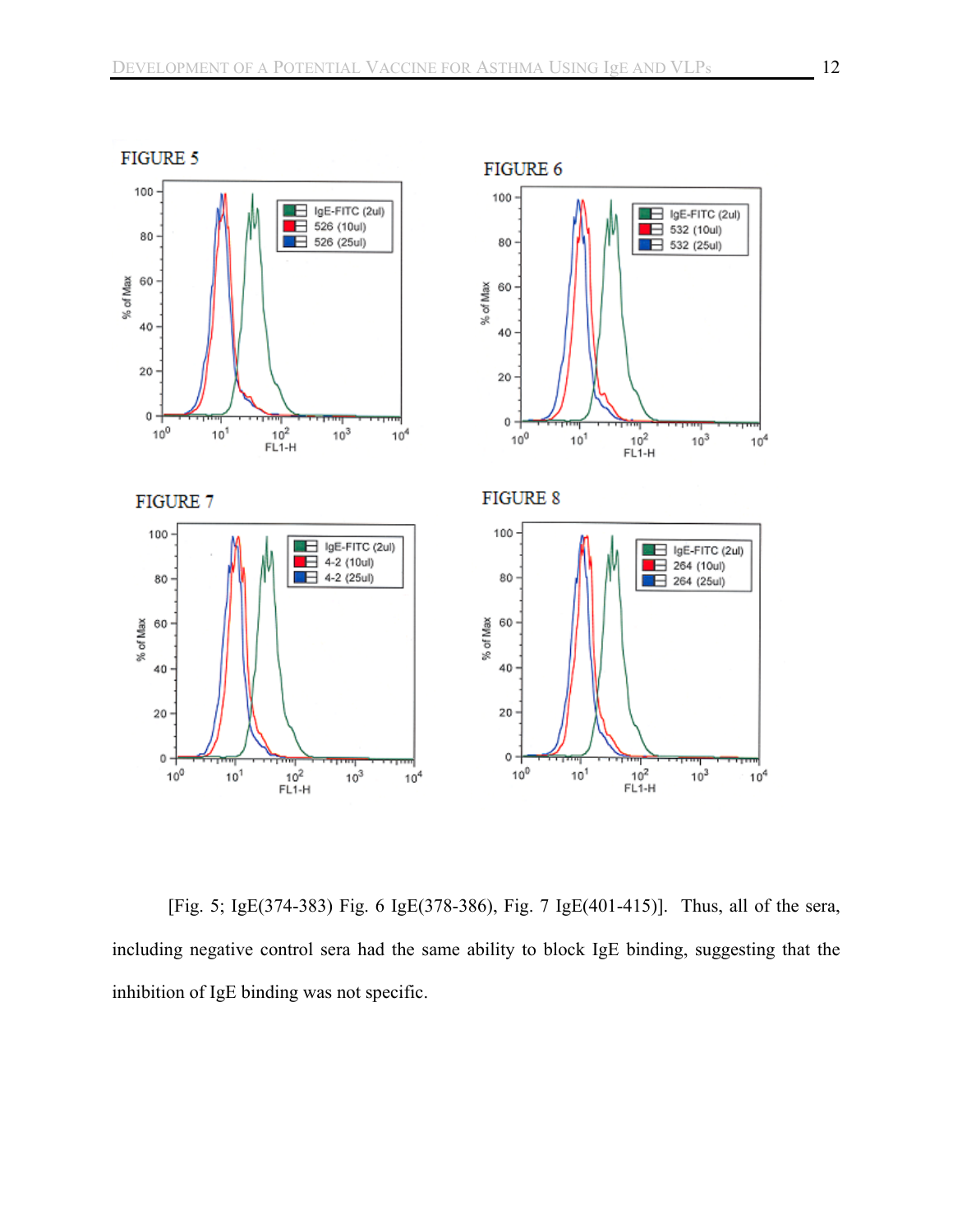FIGURE 5

FIGURE 6

FIGURE 7

FIGURE 8

[Fig. 5; IgE(374-383) Fig. 6 IgE(378-386), Fig. 7 IgE(401-415)]. Thus, all of the sera, including negative control sera had the same ability to block IgE binding, suggesting that the inhibition of IgE binding was not specific.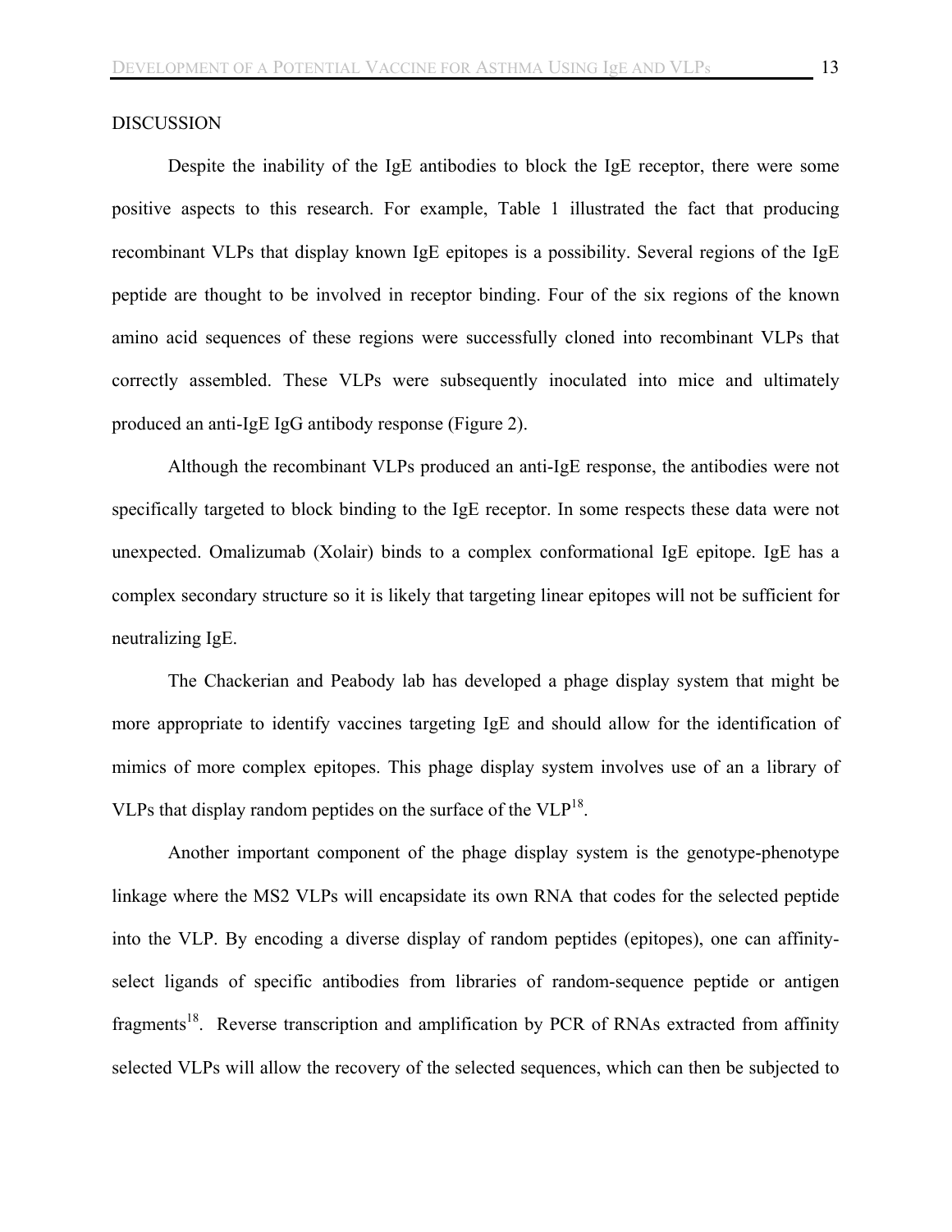## DISCUSSION

Despite the inability of the IgE antibodies to block the IgE receptor, there were some positive aspects to this research. For example, Table 1 illustrated the fact that producing recombinant VLPs that display known IgE epitopes is a possibility. Several regions of the IgE peptide are thought to be involved in receptor binding. Four of the six regions of the known amino acid sequences of these regions were successfully cloned into recombinant VLPs that correctly assembled. These VLPs were subsequently inoculated into mice and ultimately produced an anti-IgE IgG antibody response (Figure 2).

Although the recombinant VLPs produced an anti-IgE response, the antibodies were not specifically targeted to block binding to the IgE receptor. In some respects these data were not unexpected. Omalizumab (Xolair) binds to a complex conformational IgE epitope. IgE has a complex secondary structure so it is likely that targeting linear epitopes will not be sufficient for neutralizing IgE.

The Chackerian and Peabody lab has developed a phage display system that might be more appropriate to identify vaccines targeting IgE and should allow for the identification of mimics of more complex epitopes. This phage display system involves use of an a library of VLPs that display random peptides on the surface of the VLP[18].

Another important component of the phage display system is the genotype-phenotype linkage where the MS2 VLPs will encapsidate its own RNA that codes for the selected peptide into the VLP. By encoding a diverse display of random peptides (epitopes), one can affinity-select ligands of specific antibodies from libraries of random-sequence peptide or antigen fragments[18]. Reverse transcription and amplification by PCR of RNAs extracted from affinity selected VLPs will allow the recovery of the selected sequences, which can then be subjected to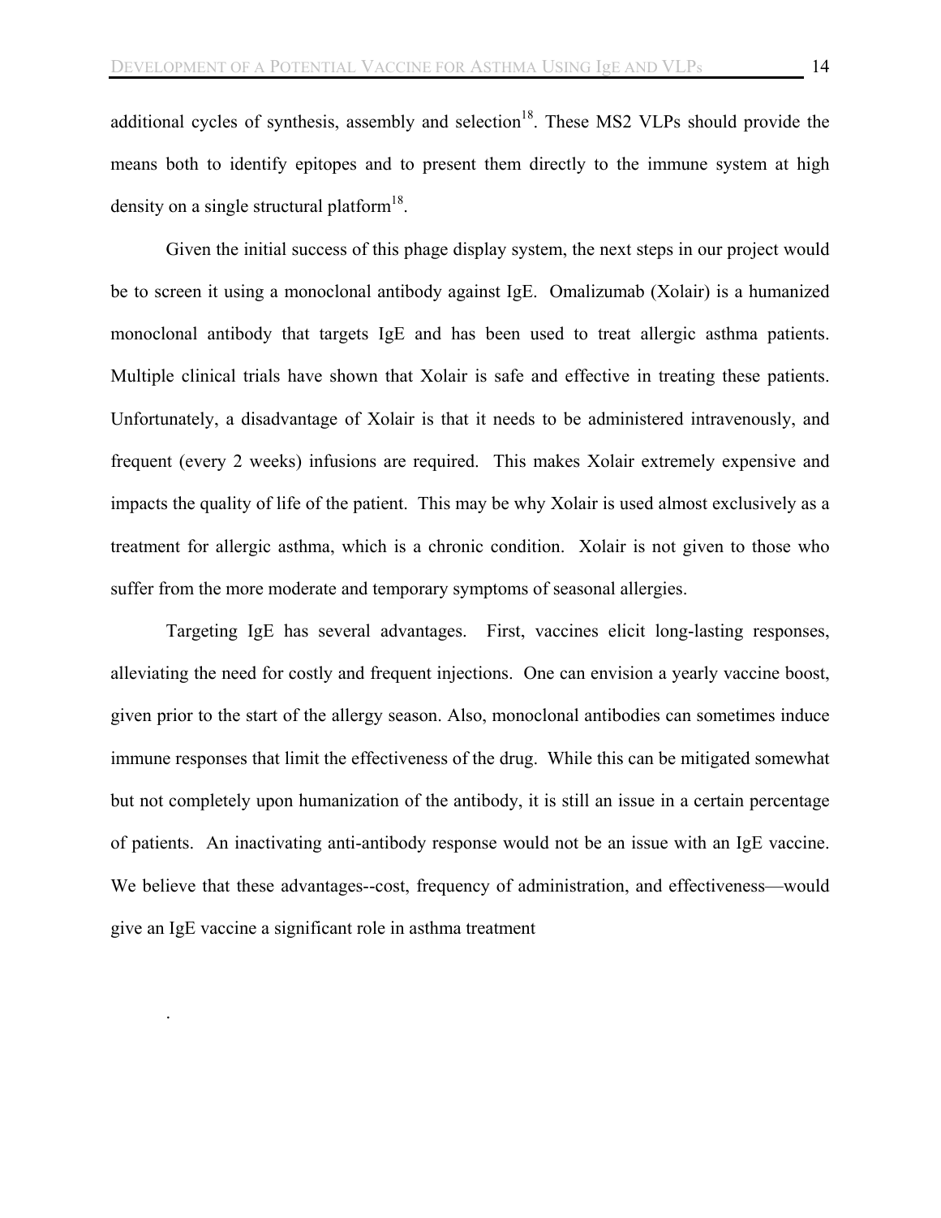additional cycles of synthesis, assembly and selection[18]. These MS2 VLPs should provide the means both to identify epitopes and to present them directly to the immune system at high density on a single structural platform[18].

Given the initial success of this phage display system, the next steps in our project would be to screen it using a monoclonal antibody against IgE. Omalizumab (Xolair) is a humanized monoclonal antibody that targets IgE and has been used to treat allergic asthma patients. Multiple clinical trials have shown that Xolair is safe and effective in treating these patients. Unfortunately, a disadvantage of Xolair is that it needs to be administered intravenously, and frequent (every 2 weeks) infusions are required. This makes Xolair extremely expensive and impacts the quality of life of the patient. This may be why Xolair is used almost exclusively as a treatment for allergic asthma, which is a chronic condition. Xolair is not given to those who suffer from the more moderate and temporary symptoms of seasonal allergies.

Targeting IgE has several advantages. First, vaccines elicit long-lasting responses, alleviating the need for costly and frequent injections. One can envision a yearly vaccine boost, given prior to the start of the allergy season. Also, monoclonal antibodies can sometimes induce immune responses that limit the effectiveness of the drug. While this can be mitigated somewhat but not completely upon humanization of the antibody, it is still an issue in a certain percentage of patients. An inactivating anti-antibody response would not be an issue with an IgE vaccine. We believe that these advantages--cost, frequency of administration, and effectiveness—would give an IgE vaccine a significant role in asthma treatment

.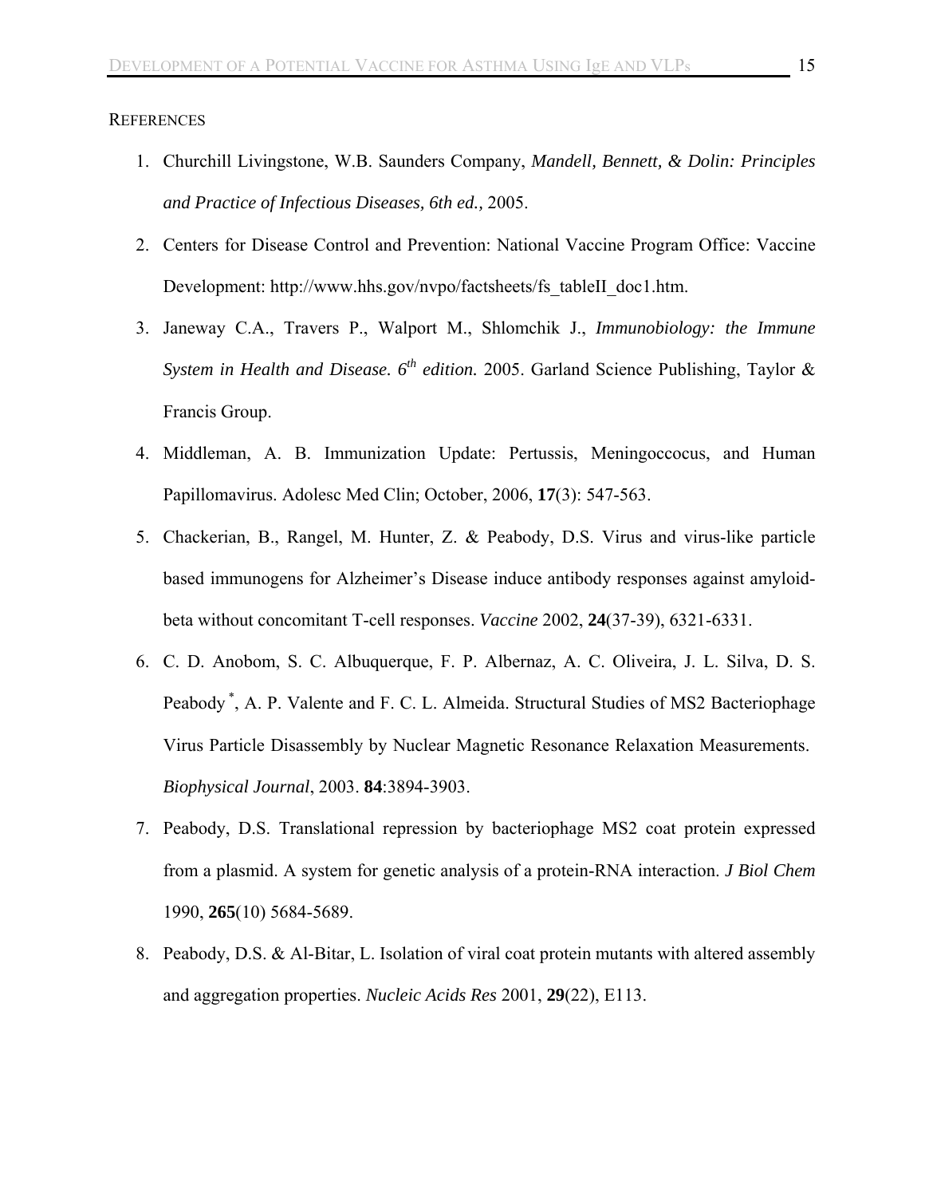REFERENCES

1. Churchill Livingstone, W.B. Saunders Company, *Mandell, Bennett, & Dolin: Principles and Practice of Infectious Diseases, 6th ed.,* 2005.
2. Centers for Disease Control and Prevention: National Vaccine Program Office: Vaccine Development: http://www.hhs.gov/nvpo/factsheets/fs_tableII_doc1.htm.
3. Janeway C.A., Travers P., Walport M., Shlomchik J., ***Immunobiology: the Immune System in Health and Disease. 6th edition.*** 2005. Garland Science Publishing, Taylor & Francis Group.
4. Middleman, A. B. Immunization Update: Pertussis, Meningoccocus, and Human Papillomavirus. Adolesc Med Clin; October, 2006, **17**(3): 547-563.
5. Chackerian, B., Rangel, M. Hunter, Z. & Peabody, D.S. Virus and virus-like particle based immunogens for Alzheimer's Disease induce antibody responses against amyloid-beta without concomitant T-cell responses. *Vaccine* 2002, **24**(37-39), 6321-6331.
6. C. D. Anobom, S. C. Albuquerque, F. P. Albernaz, A. C. Oliveira, J. L. Silva, D. S. Peabody [*], A. P. Valente and F. C. L. Almeida. Structural Studies of MS2 Bacteriophage Virus Particle Disassembly by Nuclear Magnetic Resonance Relaxation Measurements. *Biophysical Journal*, 2003. **84**:3894-3903.
7. Peabody, D.S. Translational repression by bacteriophage MS2 coat protein expressed from a plasmid. A system for genetic analysis of a protein-RNA interaction. *J Biol Chem* 1990, **265**(10) 5684-5689.
8. Peabody, D.S. & Al-Bitar, L. Isolation of viral coat protein mutants with altered assembly and aggregation properties. *Nucleic Acids Res* 2001, **29**(22), E113.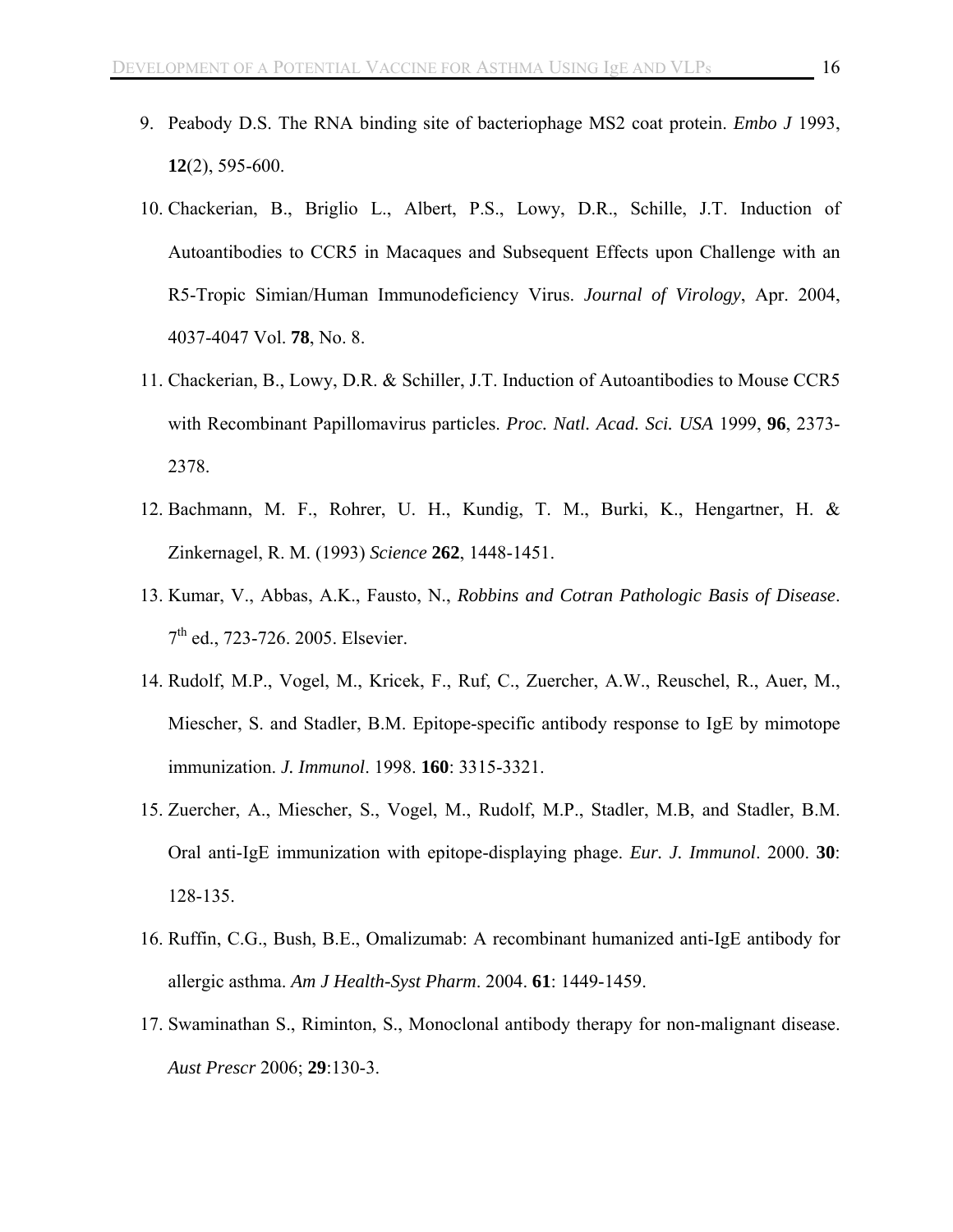9. Peabody D.S. The RNA binding site of bacteriophage MS2 coat protein. *Embo J* 1993, **12**(2), 595-600.

10. Chackerian, B., Briglio L., Albert, P.S., Lowy, D.R., Schille, J.T. Induction of Autoantibodies to CCR5 in Macaques and Subsequent Effects upon Challenge with an R5-Tropic Simian/Human Immunodeficiency Virus. *Journal of Virology*, Apr. 2004, 4037-4047 Vol. **78**, No. 8.

11. Chackerian, B., Lowy, D.R. & Schiller, J.T. Induction of Autoantibodies to Mouse CCR5 with Recombinant Papillomavirus particles. *Proc. Natl. Acad. Sci. USA* 1999, **96**, 2373-2378.

12. Bachmann, M. F., Rohrer, U. H., Kundig, T. M., Burki, K., Hengartner, H. & Zinkernagel, R. M. (1993) *Science* **262**, 1448-1451.

13. Kumar, V., Abbas, A.K., Fausto, N., *Robbins and Cotran Pathologic Basis of Disease*. 7th ed., 723-726. 2005. Elsevier.

14. Rudolf, M.P., Vogel, M., Kricek, F., Ruf, C., Zuercher, A.W., Reuschel, R., Auer, M., Miescher, S. and Stadler, B.M. Epitope-specific antibody response to IgE by mimotope immunization. *J. Immunol*. 1998. **160**: 3315-3321.

15. Zuercher, A., Miescher, S., Vogel, M., Rudolf, M.P., Stadler, M.B, and Stadler, B.M. Oral anti-IgE immunization with epitope-displaying phage. *Eur. J. Immunol*. 2000. **30**: 128-135.

16. Ruffin, C.G., Bush, B.E., Omalizumab: A recombinant humanized anti-IgE antibody for allergic asthma. *Am J Health-Syst Pharm*. 2004. **61**: 1449-1459.

17. Swaminathan S., Riminton, S., Monoclonal antibody therapy for non-malignant disease. *Aust Prescr* 2006; **29**:130-3.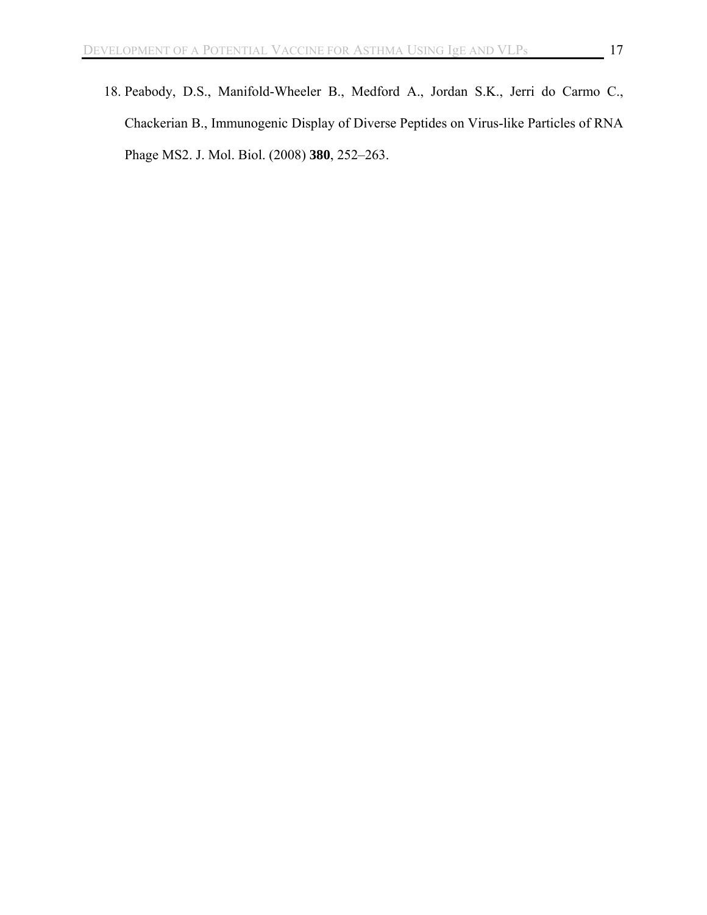18. Peabody, D.S., Manifold-Wheeler B., Medford A., Jordan S.K., Jerri do Carmo C., Chackerian B., Immunogenic Display of Diverse Peptides on Virus-like Particles of RNA Phage MS2. J. Mol. Biol. (2008) **380**, 252–263.